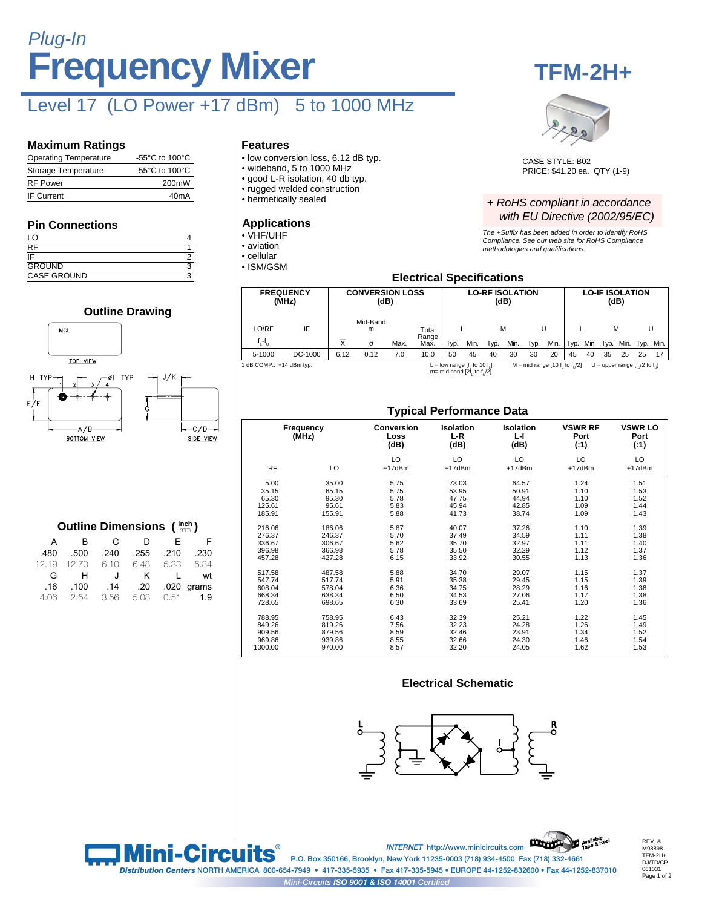*Plug-In*

# Frequency Mixer

# TFM-2H+

## Level 17 (LO Power +17 dBm) 5 to 1000 MHz

### Maximum Ratings

| | |
|---|---|
| Operating Temperature | -55°C to 100°C |
| Storage Temperature | -55°C to 100°C |
| RF Power | 200mW |
| IF Current | 40mA |

### Pin Connections

| | |
|---|---|
| LO | 4 |
| RF | 1 |
| IF | 2 |
| GROUND | 3 |
| CASE GROUND | 3 |

### Features

- low conversion loss, 6.12 dB typ.
- wideband, 5 to 1000 MHz
- good L-R isolation, 40 db typ.
- rugged welded construction
- hermetically sealed

### Applications

- VHF/UHF
- aviation
- cellular
- ISM/GSM

CASE STYLE: B02
PRICE: $41.20 ea. QTY (1-9)

*+ RoHS compliant in accordance with EU Directive (2002/95/EC)*

*The +Suffix has been added in order to identify RoHS Compliance. See our web site for RoHS Compliance methodologies and qualifications.*

### Outline Drawing

### Outline Dimensions (inch / mm)

| A | B | C | D | E | F |
|---|---|---|---|---|---|
| .480 | .500 | .240 | .255 | .210 | .230 |
| 12.19 | 12.70 | 6.10 | 6.48 | 5.33 | 5.84 |
| **G** | **H** | **J** | **K** | **L** | **wt** |
| .16 | .100 | .14 | .20 | .020 | grams |
| 4.06 | 2.54 | 3.56 | 5.08 | 0.51 | 1.9 |

### Electrical Specifications

| FREQUENCY (MHz) | | CONVERSION LOSS (dB) | | | | LO-RF ISOLATION (dB) | | | | | | LO-IF ISOLATION (dB) | | | | | |
|---|---|---|---|---|---|---|---|---|---|---|---|---|---|---|---|---|---|
| LO/RF | IF | Mid-Band m | | | Total Range | L | | M | | U | | L | | M | | U | |
| $f_L$-$f_U$ | | $\bar{X}$ | σ | Max. | Max. | Typ. | Min. | Typ. | Min. | Typ. | Min. | Typ. | Min. | Typ. | Min. | Typ. | Min. |
| 5-1000 | DC-1000 | 6.12 | 0.12 | 7.0 | 10.0 | 50 | 45 | 40 | 30 | 30 | 20 | 45 | 40 | 35 | 25 | 25 | 17 |

1 dB COMP.: +14 dBm typ.

L = low range [$f_L$ to $10 f_L$] M = mid range [$10 f_L$ to $f_U/2$] U = upper range [$f_U/2$ to $f_U$]
m= mid band [$2f_L$ to $f_U/2$]

### Typical Performance Data

| Frequency (MHz) RF | LO | Conversion Loss (dB) LO +17dBm | Isolation L-R (dB) LO +17dBm | Isolation L-I (dB) LO +17dBm | VSWR RF Port (:1) LO +17dBm | VSWR LO Port (:1) LO +17dBm |
|---|---|---|---|---|---|---|
| 5.00 | 35.00 | 5.75 | 73.03 | 64.57 | 1.24 | 1.51 |
| 35.15 | 65.15 | 5.75 | 53.95 | 50.91 | 1.10 | 1.53 |
| 65.30 | 95.30 | 5.78 | 47.75 | 44.94 | 1.10 | 1.52 |
| 125.61 | 95.61 | 5.83 | 45.94 | 42.85 | 1.09 | 1.44 |
| 185.91 | 155.91 | 5.88 | 41.73 | 38.74 | 1.09 | 1.43 |
| 216.06 | 186.06 | 5.87 | 40.07 | 37.26 | 1.10 | 1.39 |
| 276.37 | 246.37 | 5.70 | 37.49 | 34.59 | 1.11 | 1.38 |
| 336.67 | 306.67 | 5.62 | 35.70 | 32.97 | 1.11 | 1.40 |
| 396.98 | 366.98 | 5.78 | 35.50 | 32.29 | 1.12 | 1.37 |
| 457.28 | 427.28 | 6.15 | 33.92 | 30.55 | 1.13 | 1.36 |
| 517.58 | 487.58 | 5.88 | 34.70 | 29.07 | 1.15 | 1.37 |
| 547.74 | 517.74 | 5.91 | 35.38 | 29.45 | 1.15 | 1.39 |
| 608.04 | 578.04 | 6.36 | 34.75 | 28.29 | 1.16 | 1.38 |
| 668.34 | 638.34 | 6.50 | 34.53 | 27.06 | 1.17 | 1.38 |
| 728.65 | 698.65 | 6.30 | 33.69 | 25.41 | 1.20 | 1.36 |
| 788.95 | 758.95 | 6.43 | 32.39 | 25.21 | 1.22 | 1.45 |
| 849.26 | 819.26 | 7.56 | 32.23 | 24.28 | 1.26 | 1.49 |
| 909.56 | 879.56 | 8.59 | 32.46 | 23.91 | 1.34 | 1.52 |
| 969.86 | 939.86 | 8.55 | 32.66 | 24.30 | 1.46 | 1.54 |
| 1000.00 | 970.00 | 8.57 | 32.20 | 24.05 | 1.62 | 1.53 |

### Electrical Schematic

Mini-Circuits®

*INTERNET* http://www.minicircuits.com
P.O. Box 350166, Brooklyn, New York 11235-0003 (718) 934-4500 Fax (718) 332-4661
*Distribution Centers* NORTH AMERICA 800-654-7949 • 417-335-5935 • Fax 417-335-5945 • EUROPE 44-1252-832600 • Fax 44-1252-837010
*Mini-Circuits ISO 9001 & ISO 14001 Certified*

REV. A
M98898
TFM-2H+
DJ/TD/CP
061031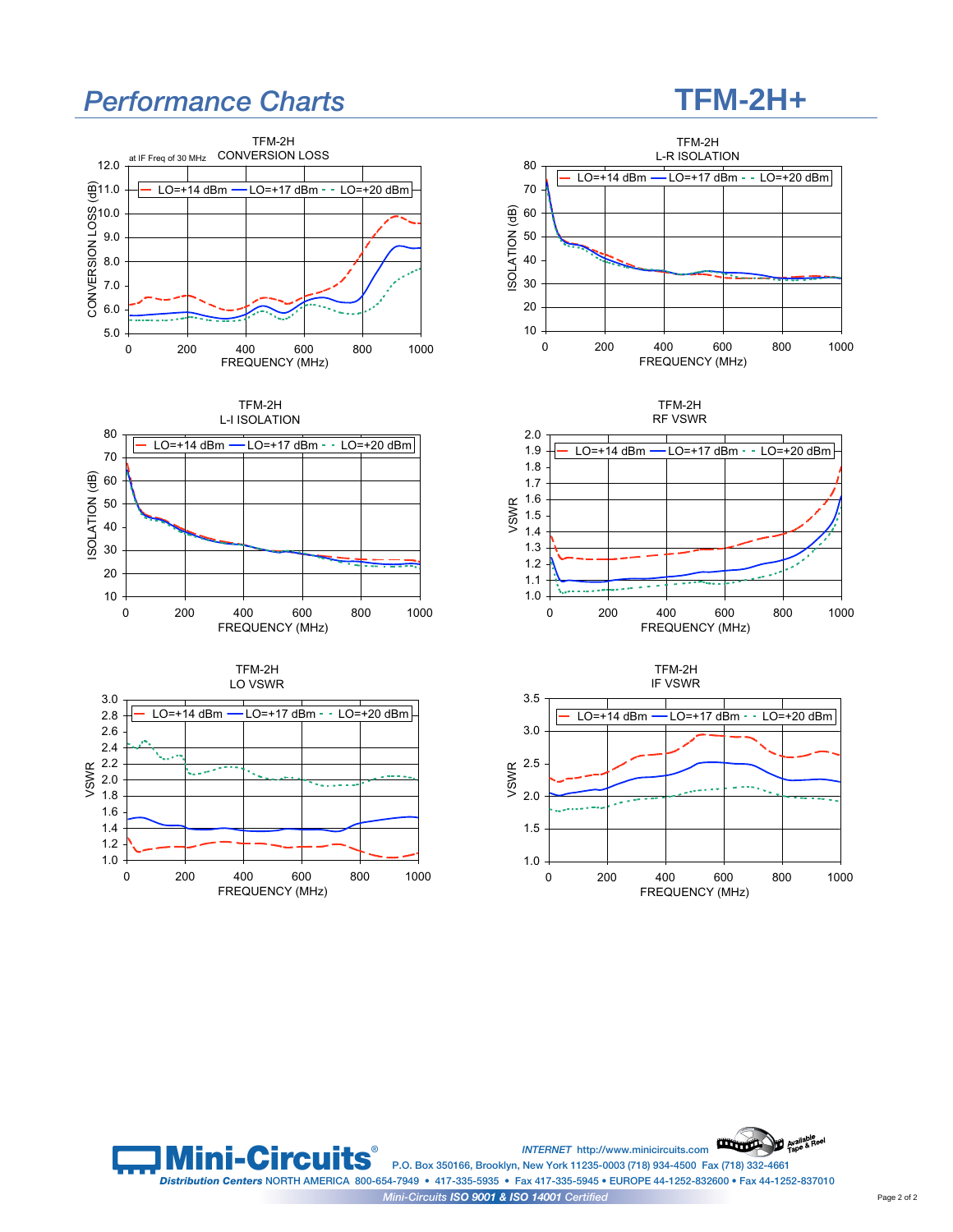# Performance Charts

## TFM-2H+

TFM-2H
CONVERSION LOSS
at IF Freq of 30 MHz

LO=+14 dBm — LO=+17 dBm — LO=+20 dBm

CONVERSION LOSS (dB)
12.0
11.0
10.0
9.0
8.0
7.0
6.0
5.0

0 200 400 600 800 1000
FREQUENCY (MHz)

TFM-2H
L-R ISOLATION

LO=+14 dBm — LO=+17 dBm — LO=+20 dBm

ISOLATION (dB)
80
70
60
50
40
30
20
10

0 200 400 600 800 1000
FREQUENCY (MHz)

TFM-2H
L-I ISOLATION

LO=+14 dBm — LO=+17 dBm — LO=+20 dBm

ISOLATION (dB)
80
70
60
50
40
30
20
10

0 200 400 600 800 1000
FREQUENCY (MHz)

TFM-2H
RF VSWR

LO=+14 dBm — LO=+17 dBm — LO=+20 dBm

VSWR
2.0
1.9
1.8
1.7
1.6
1.5
1.4
1.3
1.2
1.1
1.0

0 200 400 600 800 1000
FREQUENCY (MHz)

TFM-2H
LO VSWR

LO=+14 dBm — LO=+17 dBm — LO=+20 dBm

VSWR
3.0
2.8
2.6
2.4
2.2
2.0
1.8
1.6
1.4
1.2
1.0

0 200 400 600 800 1000
FREQUENCY (MHz)

TFM-2H
IF VSWR

LO=+14 dBm — LO=+17 dBm — LO=+20 dBm

VSWR
3.5
3.0
2.5
2.0
1.5
1.0

0 200 400 600 800 1000
FREQUENCY (MHz)

Mini-Circuits®

*INTERNET* http://www.minicircuits.com

Available Tape & Reel

P.O. Box 350166, Brooklyn, New York 11235-0003 (718) 934-4500 Fax (718) 332-4661

***Distribution Centers*** NORTH AMERICA 800-654-7949 • 417-335-5935 • Fax 417-335-5945 • EUROPE 44-1252-832600 • Fax 44-1252-837010

*Mini-Circuits **ISO 9001 & ISO 14001** Certified*